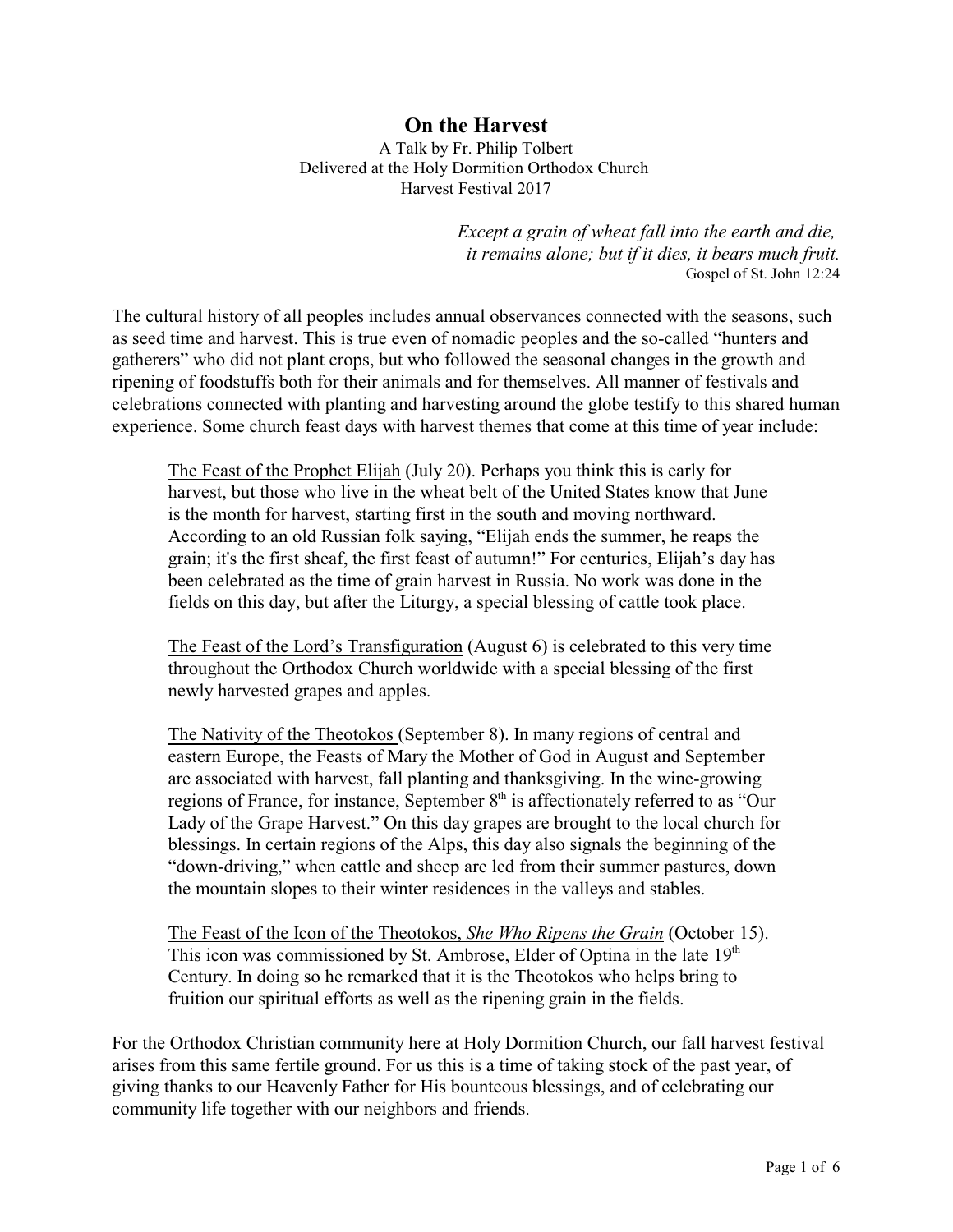# On the Harvest

A Talk by Fr. Philip Tolbert
Delivered at the Holy Dormition Orthodox Church
Harvest Festival 2017

> *Except a grain of wheat fall into the earth and die,*
> *it remains alone; but if it dies, it bears much fruit.*
> Gospel of St. John 12:24

The cultural history of all peoples includes annual observances connected with the seasons, such as seed time and harvest. This is true even of nomadic peoples and the so-called "hunters and gatherers" who did not plant crops, but who followed the seasonal changes in the growth and ripening of foodstuffs both for their animals and for themselves. All manner of festivals and celebrations connected with planting and harvesting around the globe testify to this shared human experience. Some church feast days with harvest themes that come at this time of year include:

> <u>The Feast of the Prophet Elijah</u> (July 20). Perhaps you think this is early for harvest, but those who live in the wheat belt of the United States know that June is the month for harvest, starting first in the south and moving northward. According to an old Russian folk saying, "Elijah ends the summer, he reaps the grain; it's the first sheaf, the first feast of autumn!" For centuries, Elijah's day has been celebrated as the time of grain harvest in Russia. No work was done in the fields on this day, but after the Liturgy, a special blessing of cattle took place.
>
> <u>The Feast of the Lord's Transfiguration</u> (August 6) is celebrated to this very time throughout the Orthodox Church worldwide with a special blessing of the first newly harvested grapes and apples.
>
> <u>The Nativity of the Theotokos</u> (September 8). In many regions of central and eastern Europe, the Feasts of Mary the Mother of God in August and September are associated with harvest, fall planting and thanksgiving. In the wine-growing regions of France, for instance, September 8th is affectionately referred to as "Our Lady of the Grape Harvest." On this day grapes are brought to the local church for blessings. In certain regions of the Alps, this day also signals the beginning of the "down-driving," when cattle and sheep are led from their summer pastures, down the mountain slopes to their winter residences in the valleys and stables.
>
> <u>The Feast of the Icon of the Theotokos, *She Who Ripens the Grain*</u> (October 15). This icon was commissioned by St. Ambrose, Elder of Optina in the late 19th Century. In doing so he remarked that it is the Theotokos who helps bring to fruition our spiritual efforts as well as the ripening grain in the fields.

For the Orthodox Christian community here at Holy Dormition Church, our fall harvest festival arises from this same fertile ground. For us this is a time of taking stock of the past year, of giving thanks to our Heavenly Father for His bounteous blessings, and of celebrating our community life together with our neighbors and friends.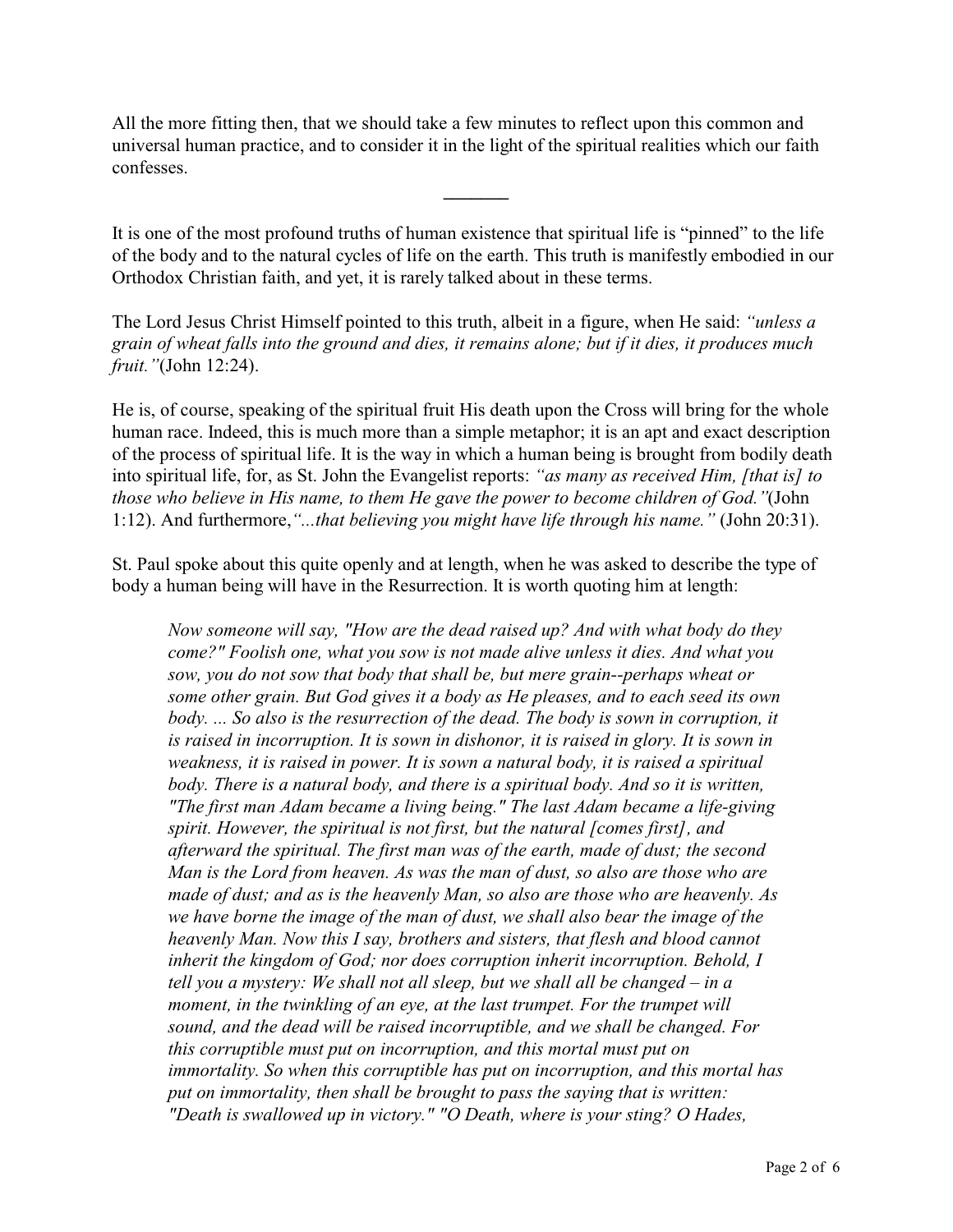All the more fitting then, that we should take a few minutes to reflect upon this common and universal human practice, and to consider it in the light of the spiritual realities which our faith confesses.

———

It is one of the most profound truths of human existence that spiritual life is "pinned" to the life of the body and to the natural cycles of life on the earth. This truth is manifestly embodied in our Orthodox Christian faith, and yet, it is rarely talked about in these terms.

The Lord Jesus Christ Himself pointed to this truth, albeit in a figure, when He said: *"unless a grain of wheat falls into the ground and dies, it remains alone; but if it dies, it produces much fruit."*(John 12:24).

He is, of course, speaking of the spiritual fruit His death upon the Cross will bring for the whole human race. Indeed, this is much more than a simple metaphor; it is an apt and exact description of the process of spiritual life. It is the way in which a human being is brought from bodily death into spiritual life, for, as St. John the Evangelist reports: *"as many as received Him, [that is] to those who believe in His name, to them He gave the power to become children of God."*(John 1:12). And furthermore,*"...that believing you might have life through his name."* (John 20:31).

St. Paul spoke about this quite openly and at length, when he was asked to describe the type of body a human being will have in the Resurrection. It is worth quoting him at length:

> *Now someone will say, "How are the dead raised up? And with what body do they come?" Foolish one, what you sow is not made alive unless it dies. And what you sow, you do not sow that body that shall be, but mere grain--perhaps wheat or some other grain. But God gives it a body as He pleases, and to each seed its own body. ... So also is the resurrection of the dead. The body is sown in corruption, it is raised in incorruption. It is sown in dishonor, it is raised in glory. It is sown in weakness, it is raised in power. It is sown a natural body, it is raised a spiritual body. There is a natural body, and there is a spiritual body. And so it is written, "The first man Adam became a living being." The last Adam became a life-giving spirit. However, the spiritual is not first, but the natural [comes first], and afterward the spiritual. The first man was of the earth, made of dust; the second Man is the Lord from heaven. As was the man of dust, so also are those who are made of dust; and as is the heavenly Man, so also are those who are heavenly. As we have borne the image of the man of dust, we shall also bear the image of the heavenly Man. Now this I say, brothers and sisters, that flesh and blood cannot inherit the kingdom of God; nor does corruption inherit incorruption. Behold, I tell you a mystery: We shall not all sleep, but we shall all be changed – in a moment, in the twinkling of an eye, at the last trumpet. For the trumpet will sound, and the dead will be raised incorruptible, and we shall be changed. For this corruptible must put on incorruption, and this mortal must put on immortality. So when this corruptible has put on incorruption, and this mortal has put on immortality, then shall be brought to pass the saying that is written: "Death is swallowed up in victory." "O Death, where is your sting? O Hades,*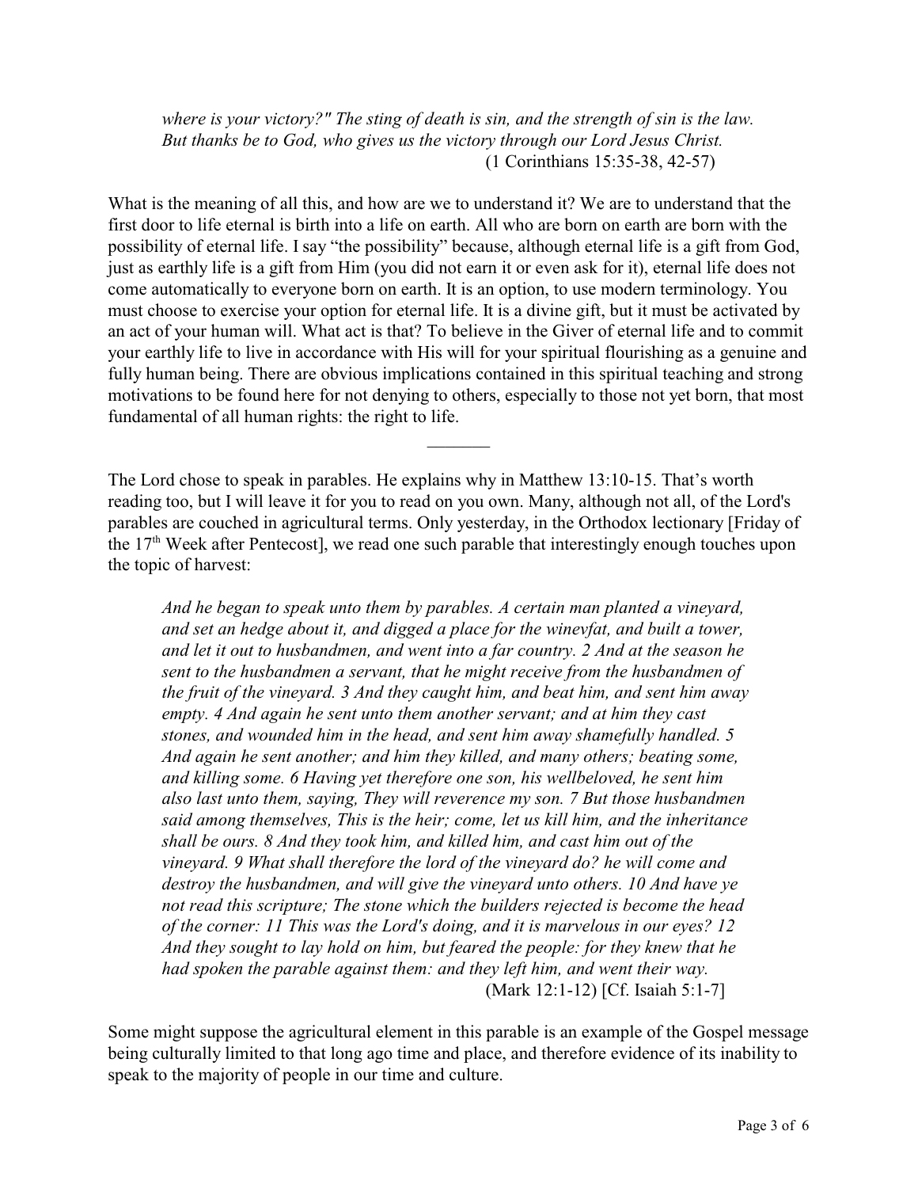*where is your victory?" The sting of death is sin, and the strength of sin is the law. But thanks be to God, who gives us the victory through our Lord Jesus Christ.*
(1 Corinthians 15:35-38, 42-57)

What is the meaning of all this, and how are we to understand it? We are to understand that the first door to life eternal is birth into a life on earth. All who are born on earth are born with the possibility of eternal life. I say "the possibility" because, although eternal life is a gift from God, just as earthly life is a gift from Him (you did not earn it or even ask for it), eternal life does not come automatically to everyone born on earth. It is an option, to use modern terminology. You must choose to exercise your option for eternal life. It is a divine gift, but it must be activated by an act of your human will. What act is that? To believe in the Giver of eternal life and to commit your earthly life to live in accordance with His will for your spiritual flourishing as a genuine and fully human being. There are obvious implications contained in this spiritual teaching and strong motivations to be found here for not denying to others, especially to those not yet born, that most fundamental of all human rights: the right to life.

———

The Lord chose to speak in parables. He explains why in Matthew 13:10-15. That's worth reading too, but I will leave it for you to read on you own. Many, although not all, of the Lord's parables are couched in agricultural terms. Only yesterday, in the Orthodox lectionary [Friday of the 17th Week after Pentecost], we read one such parable that interestingly enough touches upon the topic of harvest:

*And he began to speak unto them by parables. A certain man planted a vineyard, and set an hedge about it, and digged a place for the winevfat, and built a tower, and let it out to husbandmen, and went into a far country. 2 And at the season he sent to the husbandmen a servant, that he might receive from the husbandmen of the fruit of the vineyard. 3 And they caught him, and beat him, and sent him away empty. 4 And again he sent unto them another servant; and at him they cast stones, and wounded him in the head, and sent him away shamefully handled. 5 And again he sent another; and him they killed, and many others; beating some, and killing some. 6 Having yet therefore one son, his wellbeloved, he sent him also last unto them, saying, They will reverence my son. 7 But those husbandmen said among themselves, This is the heir; come, let us kill him, and the inheritance shall be ours. 8 And they took him, and killed him, and cast him out of the vineyard. 9 What shall therefore the lord of the vineyard do? he will come and destroy the husbandmen, and will give the vineyard unto others. 10 And have ye not read this scripture; The stone which the builders rejected is become the head of the corner: 11 This was the Lord's doing, and it is marvelous in our eyes? 12 And they sought to lay hold on him, but feared the people: for they knew that he had spoken the parable against them: and they left him, and went their way.*
(Mark 12:1-12) [Cf. Isaiah 5:1-7]

Some might suppose the agricultural element in this parable is an example of the Gospel message being culturally limited to that long ago time and place, and therefore evidence of its inability to speak to the majority of people in our time and culture.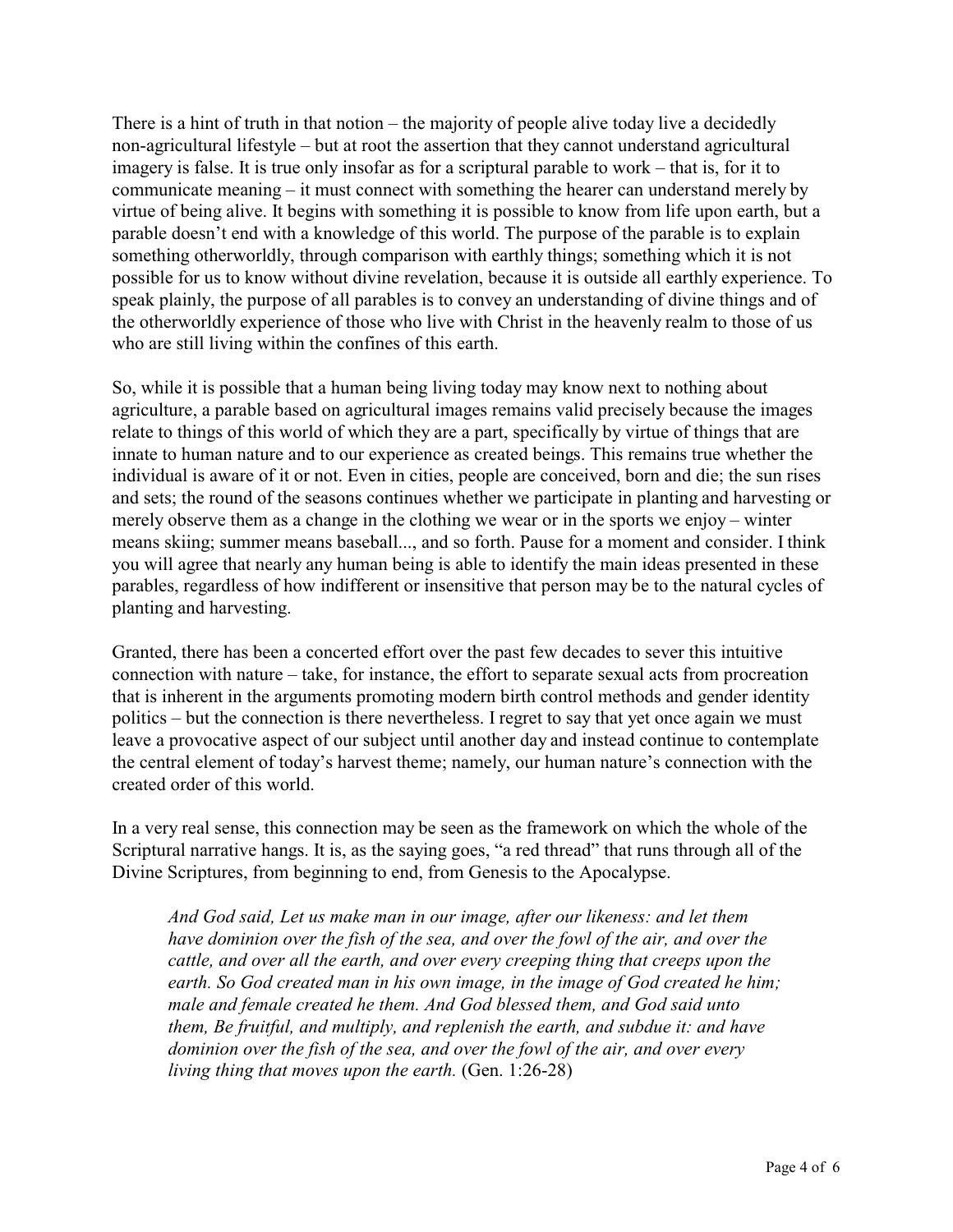There is a hint of truth in that notion – the majority of people alive today live a decidedly non-agricultural lifestyle – but at root the assertion that they cannot understand agricultural imagery is false. It is true only insofar as for a scriptural parable to work – that is, for it to communicate meaning – it must connect with something the hearer can understand merely by virtue of being alive. It begins with something it is possible to know from life upon earth, but a parable doesn't end with a knowledge of this world. The purpose of the parable is to explain something otherworldly, through comparison with earthly things; something which it is not possible for us to know without divine revelation, because it is outside all earthly experience. To speak plainly, the purpose of all parables is to convey an understanding of divine things and of the otherworldly experience of those who live with Christ in the heavenly realm to those of us who are still living within the confines of this earth.

So, while it is possible that a human being living today may know next to nothing about agriculture, a parable based on agricultural images remains valid precisely because the images relate to things of this world of which they are a part, specifically by virtue of things that are innate to human nature and to our experience as created beings. This remains true whether the individual is aware of it or not. Even in cities, people are conceived, born and die; the sun rises and sets; the round of the seasons continues whether we participate in planting and harvesting or merely observe them as a change in the clothing we wear or in the sports we enjoy – winter means skiing; summer means baseball..., and so forth. Pause for a moment and consider. I think you will agree that nearly any human being is able to identify the main ideas presented in these parables, regardless of how indifferent or insensitive that person may be to the natural cycles of planting and harvesting.

Granted, there has been a concerted effort over the past few decades to sever this intuitive connection with nature – take, for instance, the effort to separate sexual acts from procreation that is inherent in the arguments promoting modern birth control methods and gender identity politics – but the connection is there nevertheless. I regret to say that yet once again we must leave a provocative aspect of our subject until another day and instead continue to contemplate the central element of today's harvest theme; namely, our human nature's connection with the created order of this world.

In a very real sense, this connection may be seen as the framework on which the whole of the Scriptural narrative hangs. It is, as the saying goes, "a red thread" that runs through all of the Divine Scriptures, from beginning to end, from Genesis to the Apocalypse.

> *And God said, Let us make man in our image, after our likeness: and let them have dominion over the fish of the sea, and over the fowl of the air, and over the cattle, and over all the earth, and over every creeping thing that creeps upon the earth. So God created man in his own image, in the image of God created he him; male and female created he them. And God blessed them, and God said unto them, Be fruitful, and multiply, and replenish the earth, and subdue it: and have dominion over the fish of the sea, and over the fowl of the air, and over every living thing that moves upon the earth.* (Gen. 1:26-28)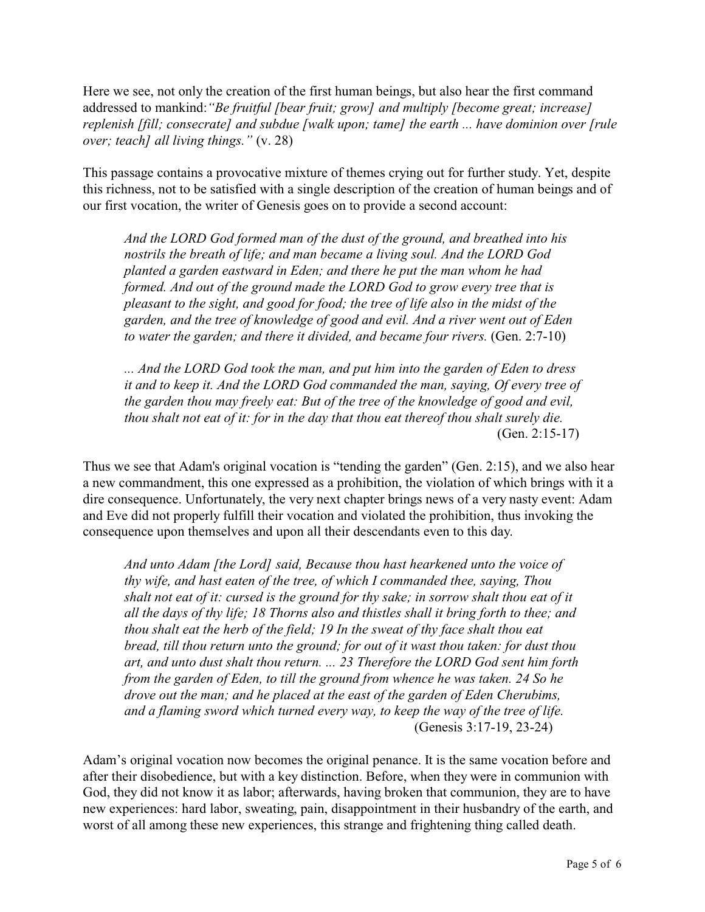Here we see, not only the creation of the first human beings, but also hear the first command addressed to mankind:*"Be fruitful [bear fruit; grow] and multiply [become great; increase] replenish [fill; consecrate] and subdue [walk upon; tame] the earth ... have dominion over [rule over; teach] all living things."* (v. 28)

This passage contains a provocative mixture of themes crying out for further study. Yet, despite this richness, not to be satisfied with a single description of the creation of human beings and of our first vocation, the writer of Genesis goes on to provide a second account:

> *And the LORD God formed man of the dust of the ground, and breathed into his nostrils the breath of life; and man became a living soul. And the LORD God planted a garden eastward in Eden; and there he put the man whom he had formed. And out of the ground made the LORD God to grow every tree that is pleasant to the sight, and good for food; the tree of life also in the midst of the garden, and the tree of knowledge of good and evil. And a river went out of Eden to water the garden; and there it divided, and became four rivers.* (Gen. 2:7-10)
>
> *... And the LORD God took the man, and put him into the garden of Eden to dress it and to keep it. And the LORD God commanded the man, saying, Of every tree of the garden thou may freely eat: But of the tree of the knowledge of good and evil, thou shalt not eat of it: for in the day that thou eat thereof thou shalt surely die.* (Gen. 2:15-17)

Thus we see that Adam's original vocation is "tending the garden" (Gen. 2:15), and we also hear a new commandment, this one expressed as a prohibition, the violation of which brings with it a dire consequence. Unfortunately, the very next chapter brings news of a very nasty event: Adam and Eve did not properly fulfill their vocation and violated the prohibition, thus invoking the consequence upon themselves and upon all their descendants even to this day.

> *And unto Adam [the Lord] said, Because thou hast hearkened unto the voice of thy wife, and hast eaten of the tree, of which I commanded thee, saying, Thou shalt not eat of it: cursed is the ground for thy sake; in sorrow shalt thou eat of it all the days of thy life; 18 Thorns also and thistles shall it bring forth to thee; and thou shalt eat the herb of the field; 19 In the sweat of thy face shalt thou eat bread, till thou return unto the ground; for out of it wast thou taken: for dust thou art, and unto dust shalt thou return. ... 23 Therefore the LORD God sent him forth from the garden of Eden, to till the ground from whence he was taken. 24 So he drove out the man; and he placed at the east of the garden of Eden Cherubims, and a flaming sword which turned every way, to keep the way of the tree of life.* (Genesis 3:17-19, 23-24)

Adam's original vocation now becomes the original penance. It is the same vocation before and after their disobedience, but with a key distinction. Before, when they were in communion with God, they did not know it as labor; afterwards, having broken that communion, they are to have new experiences: hard labor, sweating, pain, disappointment in their husbandry of the earth, and worst of all among these new experiences, this strange and frightening thing called death.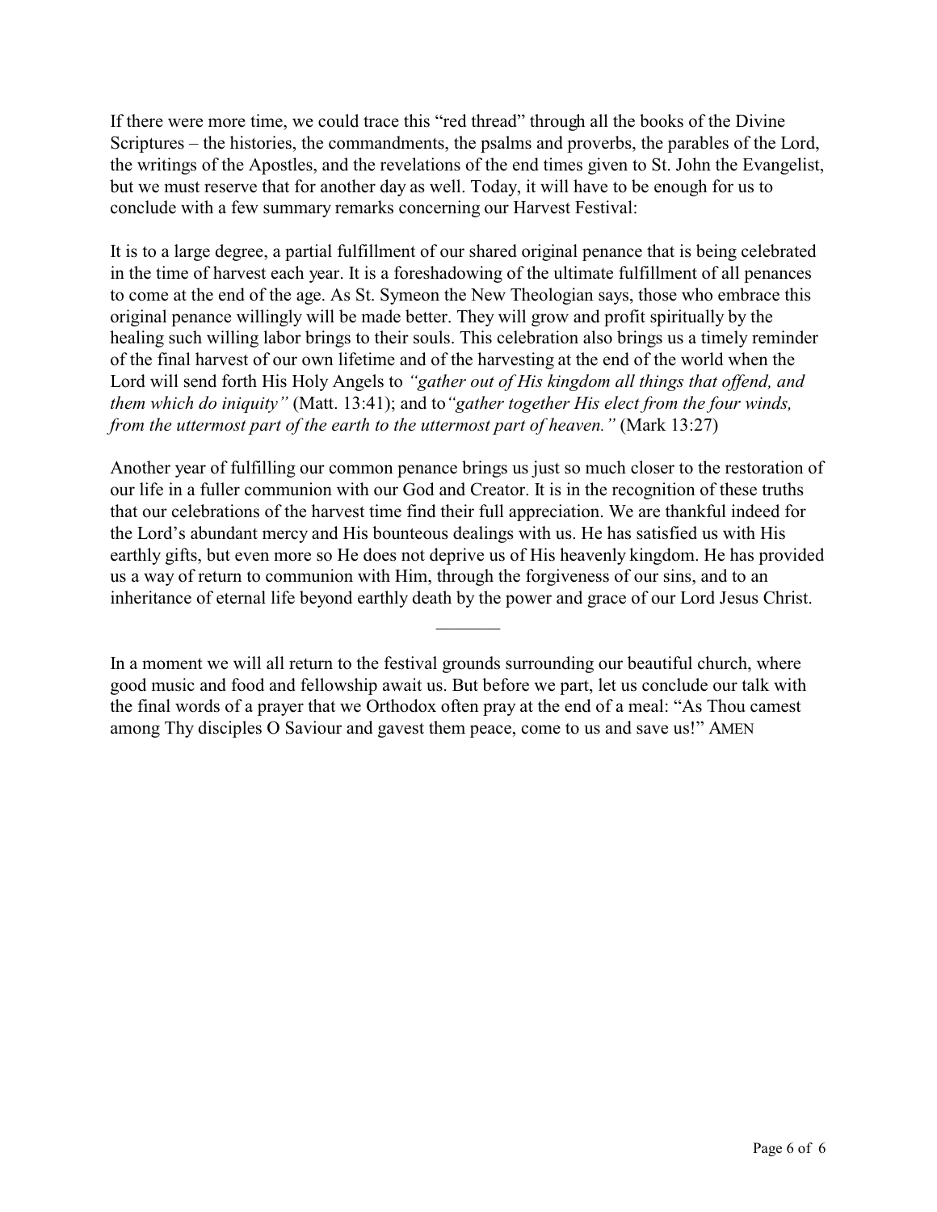If there were more time, we could trace this "red thread" through all the books of the Divine Scriptures – the histories, the commandments, the psalms and proverbs, the parables of the Lord, the writings of the Apostles, and the revelations of the end times given to St. John the Evangelist, but we must reserve that for another day as well. Today, it will have to be enough for us to conclude with a few summary remarks concerning our Harvest Festival:

It is to a large degree, a partial fulfillment of our shared original penance that is being celebrated in the time of harvest each year. It is a foreshadowing of the ultimate fulfillment of all penances to come at the end of the age. As St. Symeon the New Theologian says, those who embrace this original penance willingly will be made better. They will grow and profit spiritually by the healing such willing labor brings to their souls. This celebration also brings us a timely reminder of the final harvest of our own lifetime and of the harvesting at the end of the world when the Lord will send forth His Holy Angels to *"gather out of His kingdom all things that offend, and them which do iniquity"* (Matt. 13:41); and to *"gather together His elect from the four winds, from the uttermost part of the earth to the uttermost part of heaven."* (Mark 13:27)

Another year of fulfilling our common penance brings us just so much closer to the restoration of our life in a fuller communion with our God and Creator. It is in the recognition of these truths that our celebrations of the harvest time find their full appreciation. We are thankful indeed for the Lord's abundant mercy and His bounteous dealings with us. He has satisfied us with His earthly gifts, but even more so He does not deprive us of His heavenly kingdom. He has provided us a way of return to communion with Him, through the forgiveness of our sins, and to an inheritance of eternal life beyond earthly death by the power and grace of our Lord Jesus Christ.

———

In a moment we will all return to the festival grounds surrounding our beautiful church, where good music and food and fellowship await us. But before we part, let us conclude our talk with the final words of a prayer that we Orthodox often pray at the end of a meal: "As Thou camest among Thy disciples O Saviour and gavest them peace, come to us and save us!" AMEN